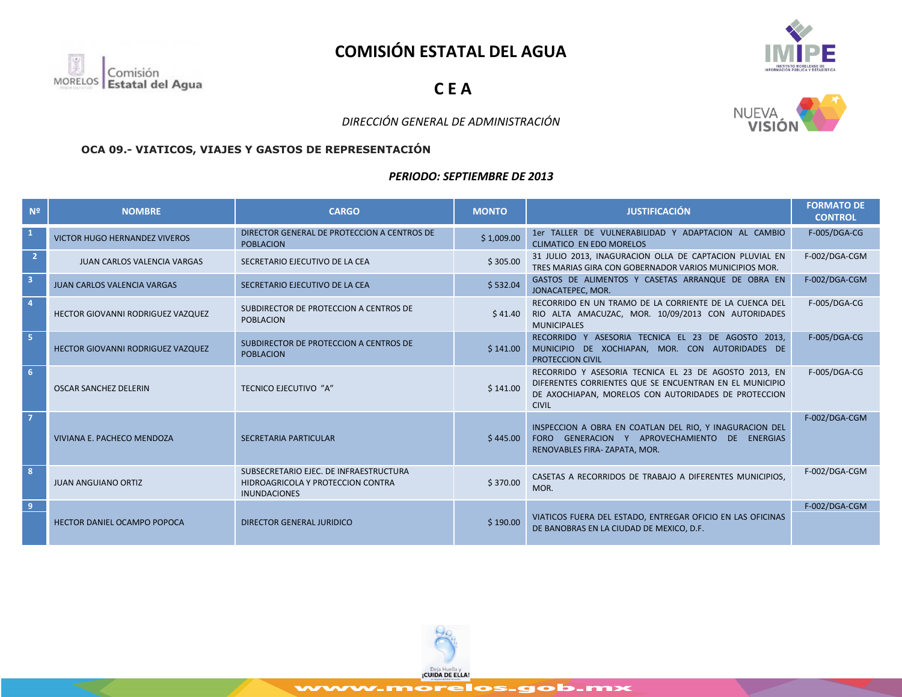# COMISIÓN ESTATAL DEL AGUA

## C E A

*DIRECCIÓN GENERAL DE ADMINISTRACIÓN*

**OCA 09.- VIATICOS, VIAJES Y GASTOS DE REPRESENTACIÓN**

***PERIODO: SEPTIEMBRE DE 2013***

| Nº | NOMBRE | CARGO | MONTO | JUSTIFICACIÓN | FORMATO DE CONTROL |
|---|---|---|---|---|---|
| 1 | VICTOR HUGO HERNANDEZ VIVEROS | DIRECTOR GENERAL DE PROTECCION A CENTROS DE POBLACION | $ 1,009.00 | 1er TALLER DE VULNERABILIDAD Y ADAPTACION AL CAMBIO CLIMATICO EN EDO MORELOS | F-005/DGA-CG |
| 2 | JUAN CARLOS VALENCIA VARGAS | SECRETARIO EJECUTIVO DE LA CEA | $ 305.00 | 31 JULIO 2013, INAGURACION OLLA DE CAPTACION PLUVIAL EN TRES MARIAS GIRA CON GOBERNADOR VARIOS MUNICIPIOS MOR. | F-002/DGA-CGM |
| 3 | JUAN CARLOS VALENCIA VARGAS | SECRETARIO EJECUTIVO DE LA CEA | $ 532.04 | GASTOS DE ALIMENTOS Y CASETAS ARRANQUE DE OBRA EN JONACATEPEC, MOR. | F-002/DGA-CGM |
| 4 | HECTOR GIOVANNI RODRIGUEZ VAZQUEZ | SUBDIRECTOR DE PROTECCION A CENTROS DE POBLACION | $ 41.40 | RECORRIDO EN UN TRAMO DE LA CORRIENTE DE LA CUENCA DEL RIO ALTA AMACUZAC, MOR. 10/09/2013 CON AUTORIDADES MUNICIPALES | F-005/DGA-CG |
| 5 | HECTOR GIOVANNI RODRIGUEZ VAZQUEZ | SUBDIRECTOR DE PROTECCION A CENTROS DE POBLACION | $ 141.00 | RECORRIDO Y ASESORIA TECNICA EL 23 DE AGOSTO 2013, MUNICIPIO DE XOCHIAPAN, MOR. CON AUTORIDADES DE PROTECCION CIVIL | F-005/DGA-CG |
| 6 | OSCAR SANCHEZ DELERIN | TECNICO EJECUTIVO "A" | $ 141.00 | RECORRIDO Y ASESORIA TECNICA EL 23 DE AGOSTO 2013, EN DIFERENTES CORRIENTES QUE SE ENCUENTRAN EN EL MUNICIPIO DE AXOCHIAPAN, MORELOS CON AUTORIDADES DE PROTECCION CIVIL | F-005/DGA-CG |
| 7 | VIVIANA E. PACHECO MENDOZA | SECRETARIA PARTICULAR | $ 445.00 | INSPECCION A OBRA EN COATLAN DEL RIO, Y INAGURACION DEL FORO GENERACION Y APROVECHAMIENTO DE ENERGIAS RENOVABLES FIRA- ZAPATA, MOR. | F-002/DGA-CGM |
| 8 | JUAN ANGUIANO ORTIZ | SUBSECRETARIO EJEC. DE INFRAESTRUCTURA HIDROAGRICOLA Y PROTECCION CONTRA INUNDACIONES | $ 370.00 | CASETAS A RECORRIDOS DE TRABAJO A DIFERENTES MUNICIPIOS, MOR. | F-002/DGA-CGM |
| 9 | HECTOR DANIEL OCAMPO POPOCA | DIRECTOR GENERAL JURIDICO | $ 190.00 | VIATICOS FUERA DEL ESTADO, ENTREGAR OFICIO EN LAS OFICINAS DE BANOBRAS EN LA CIUDAD DE MEXICO, D.F. | F-002/DGA-CGM |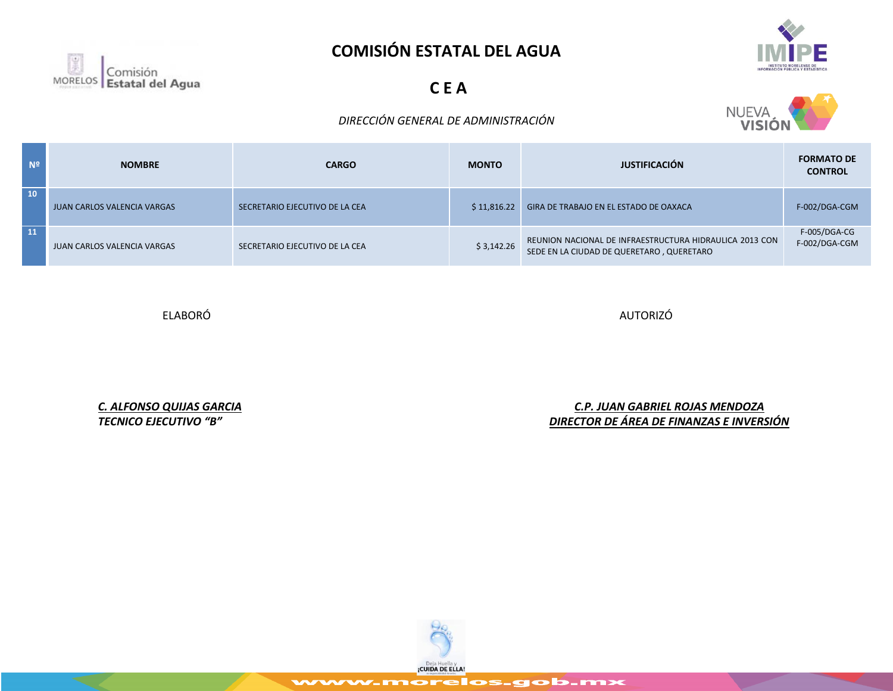# COMISIÓN ESTATAL DEL AGUA

## C E A

*DIRECCIÓN GENERAL DE ADMINISTRACIÓN*

| Nº | NOMBRE | CARGO | MONTO | JUSTIFICACIÓN | FORMATO DE CONTROL |
|---|---|---|---|---|---|
| 10 | JUAN CARLOS VALENCIA VARGAS | SECRETARIO EJECUTIVO DE LA CEA | $ 11,816.22 | GIRA DE TRABAJO EN EL ESTADO DE OAXACA | F-002/DGA-CGM |
| 11 | JUAN CARLOS VALENCIA VARGAS | SECRETARIO EJECUTIVO DE LA CEA | $ 3,142.26 | REUNION NACIONAL DE INFRAESTRUCTURA HIDRAULICA 2013 CON SEDE EN LA CIUDAD DE QUERETARO , QUERETARO | F-005/DGA-CG F-002/DGA-CGM |

ELABORÓ

***C. ALFONSO QUIJAS GARCIA***
***TECNICO EJECUTIVO "B"***

AUTORIZÓ

***C.P. JUAN GABRIEL ROJAS MENDOZA***
***DIRECTOR DE ÁREA DE FINANZAS E INVERSIÓN***

Deja Huella y ¡CUIDA DE ELLA!

www.morelos.gob.mx